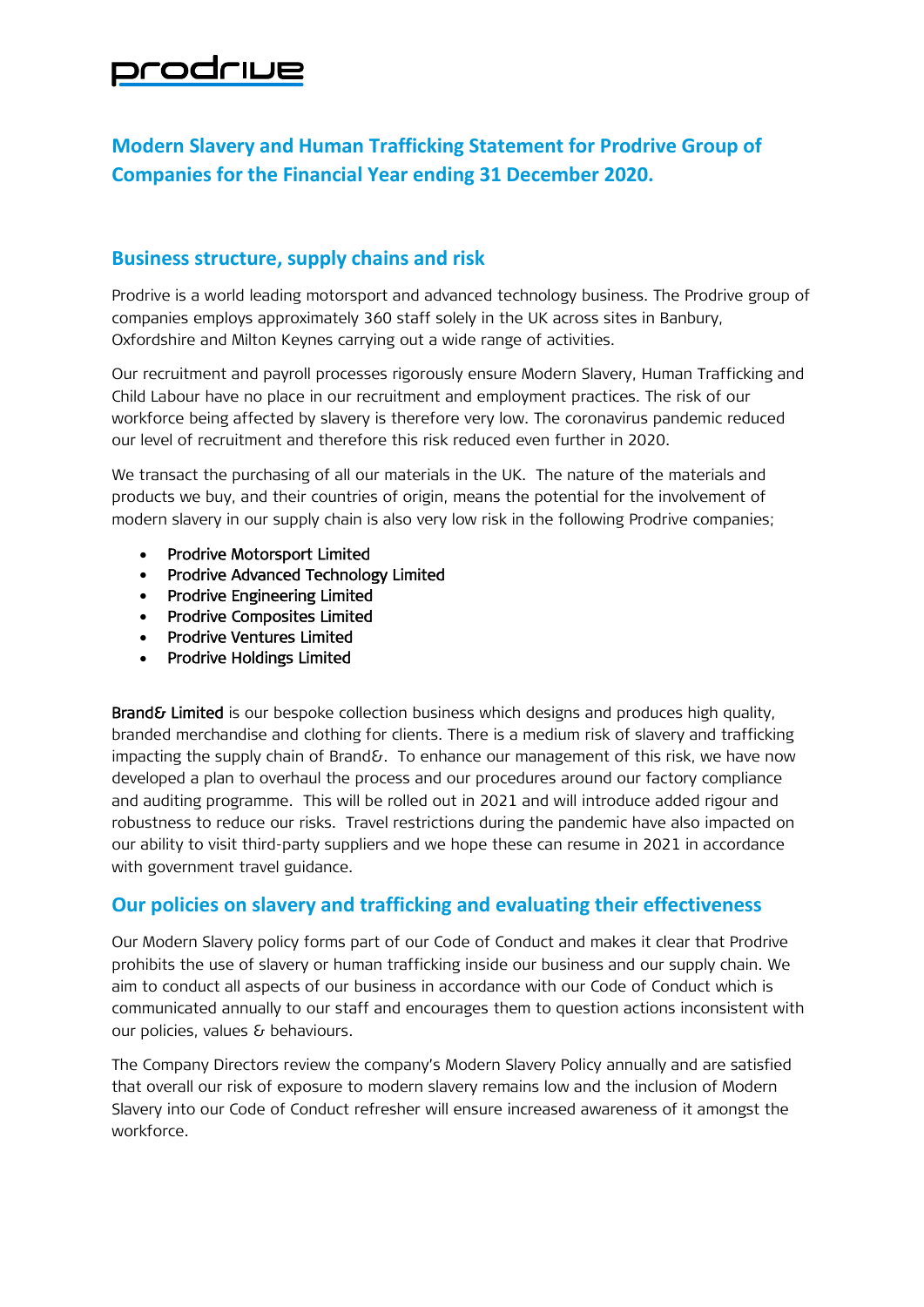prodrive

# Modern Slavery and Human Trafficking Statement for Prodrive Group of Companies for the Financial Year ending 31 December 2020.

## Business structure, supply chains and risk

Prodrive is a world leading motorsport and advanced technology business. The Prodrive group of companies employs approximately 360 staff solely in the UK across sites in Banbury, Oxfordshire and Milton Keynes carrying out a wide range of activities.

Our recruitment and payroll processes rigorously ensure Modern Slavery, Human Trafficking and Child Labour have no place in our recruitment and employment practices. The risk of our workforce being affected by slavery is therefore very low. The coronavirus pandemic reduced our level of recruitment and therefore this risk reduced even further in 2020.

We transact the purchasing of all our materials in the UK. The nature of the materials and products we buy, and their countries of origin, means the potential for the involvement of modern slavery in our supply chain is also very low risk in the following Prodrive companies;

- Prodrive Motorsport Limited
- Prodrive Advanced Technology Limited
- Prodrive Engineering Limited
- Prodrive Composites Limited
- Prodrive Ventures Limited
- Prodrive Holdings Limited

Brand& Limited is our bespoke collection business which designs and produces high quality, branded merchandise and clothing for clients. There is a medium risk of slavery and trafficking impacting the supply chain of Brand&. To enhance our management of this risk, we have now developed a plan to overhaul the process and our procedures around our factory compliance and auditing programme. This will be rolled out in 2021 and will introduce added rigour and robustness to reduce our risks. Travel restrictions during the pandemic have also impacted on our ability to visit third-party suppliers and we hope these can resume in 2021 in accordance with government travel guidance.

## Our policies on slavery and trafficking and evaluating their effectiveness

Our Modern Slavery policy forms part of our Code of Conduct and makes it clear that Prodrive prohibits the use of slavery or human trafficking inside our business and our supply chain. We aim to conduct all aspects of our business in accordance with our Code of Conduct which is communicated annually to our staff and encourages them to question actions inconsistent with our policies, values & behaviours.

The Company Directors review the company's Modern Slavery Policy annually and are satisfied that overall our risk of exposure to modern slavery remains low and the inclusion of Modern Slavery into our Code of Conduct refresher will ensure increased awareness of it amongst the workforce.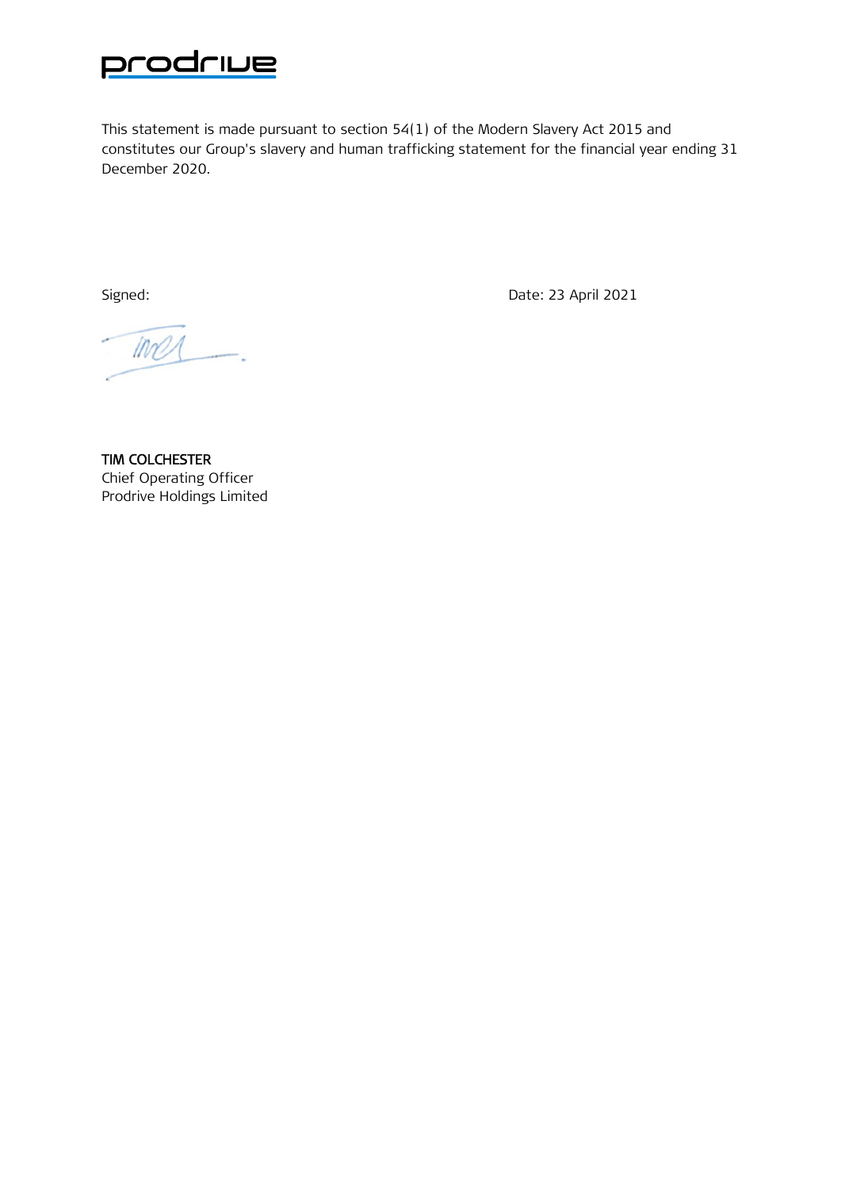prodrive

This statement is made pursuant to section 54(1) of the Modern Slavery Act 2015 and constitutes our Group's slavery and human trafficking statement for the financial year ending 31 December 2020.

Signed:

Date: 23 April 2021

**TIM COLCHESTER**
Chief Operating Officer
Prodrive Holdings Limited